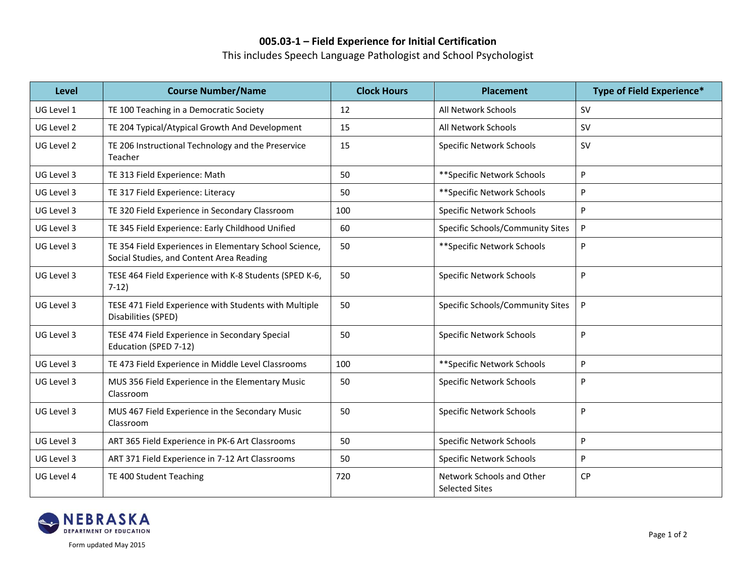# 005.03-1 – Field Experience for Initial Certification

This includes Speech Language Pathologist and School Psychologist

| Level | Course Number/Name | Clock Hours | Placement | Type of Field Experience* |
|---|---|---|---|---|
| UG Level 1 | TE 100 Teaching in a Democratic Society | 12 | All Network Schools | SV |
| UG Level 2 | TE 204 Typical/Atypical Growth And Development | 15 | All Network Schools | SV |
| UG Level 2 | TE 206 Instructional Technology and the Preservice Teacher | 15 | Specific Network Schools | SV |
| UG Level 3 | TE 313 Field Experience: Math | 50 | **Specific Network Schools | P |
| UG Level 3 | TE 317 Field Experience: Literacy | 50 | **Specific Network Schools | P |
| UG Level 3 | TE 320 Field Experience in Secondary Classroom | 100 | Specific Network Schools | P |
| UG Level 3 | TE 345 Field Experience: Early Childhood Unified | 60 | Specific Schools/Community Sites | P |
| UG Level 3 | TE 354 Field Experiences in Elementary School Science, Social Studies, and Content Area Reading | 50 | **Specific Network Schools | P |
| UG Level 3 | TESE 464 Field Experience with K-8 Students (SPED K-6, 7-12) | 50 | Specific Network Schools | P |
| UG Level 3 | TESE 471 Field Experience with Students with Multiple Disabilities (SPED) | 50 | Specific Schools/Community Sites | P |
| UG Level 3 | TESE 474 Field Experience in Secondary Special Education (SPED 7-12) | 50 | Specific Network Schools | P |
| UG Level 3 | TE 473 Field Experience in Middle Level Classrooms | 100 | **Specific Network Schools | P |
| UG Level 3 | MUS 356 Field Experience in the Elementary Music Classroom | 50 | Specific Network Schools | P |
| UG Level 3 | MUS 467 Field Experience in the Secondary Music Classroom | 50 | Specific Network Schools | P |
| UG Level 3 | ART 365 Field Experience in PK-6 Art Classrooms | 50 | Specific Network Schools | P |
| UG Level 3 | ART 371 Field Experience in 7-12 Art Classrooms | 50 | Specific Network Schools | P |
| UG Level 4 | TE 400 Student Teaching | 720 | Network Schools and Other Selected Sites | CP |

NEBRASKA DEPARTMENT OF EDUCATION

Form updated May 2015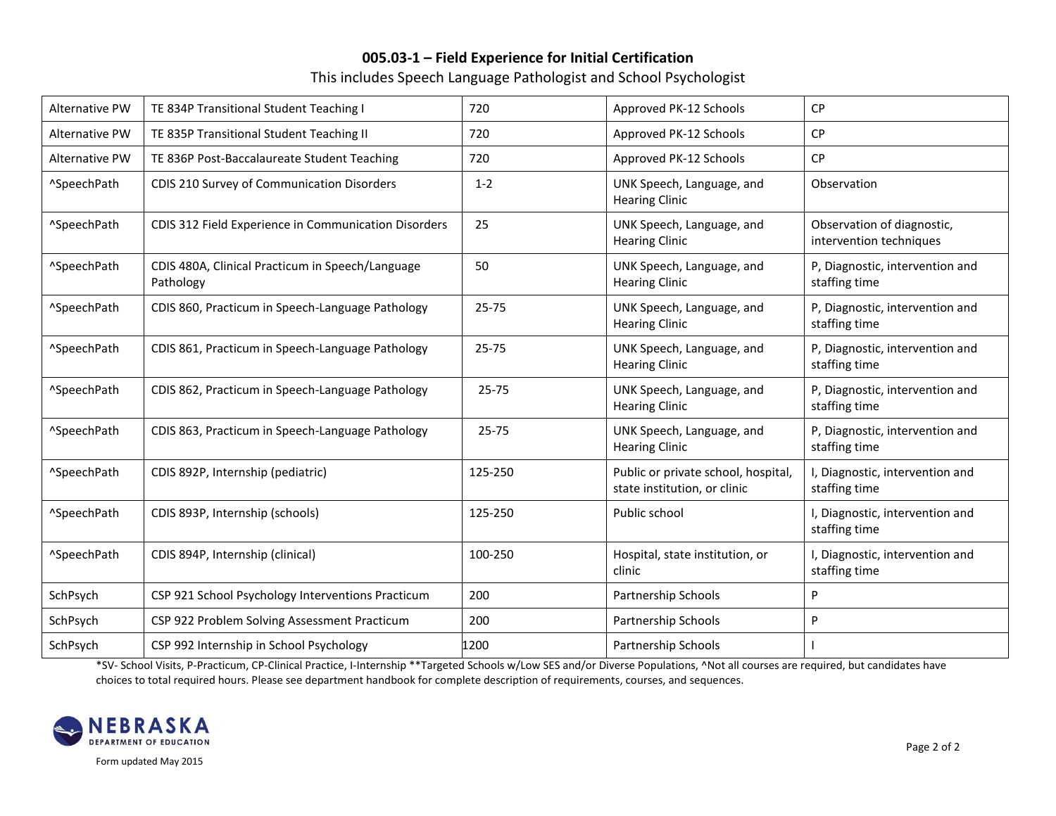**005.03-1 – Field Experience for Initial Certification**

This includes Speech Language Pathologist and School Psychologist

| | | | | |
|---|---|---|---|---|
| Alternative PW | TE 834P Transitional Student Teaching I | 720 | Approved PK-12 Schools | CP |
| Alternative PW | TE 835P Transitional Student Teaching II | 720 | Approved PK-12 Schools | CP |
| Alternative PW | TE 836P Post-Baccalaureate Student Teaching | 720 | Approved PK-12 Schools | CP |
| ^SpeechPath | CDIS 210 Survey of Communication Disorders | 1-2 | UNK Speech, Language, and Hearing Clinic | Observation |
| ^SpeechPath | CDIS 312 Field Experience in Communication Disorders | 25 | UNK Speech, Language, and Hearing Clinic | Observation of diagnostic, intervention techniques |
| ^SpeechPath | CDIS 480A, Clinical Practicum in Speech/Language Pathology | 50 | UNK Speech, Language, and Hearing Clinic | P, Diagnostic, intervention and staffing time |
| ^SpeechPath | CDIS 860, Practicum in Speech-Language Pathology | 25-75 | UNK Speech, Language, and Hearing Clinic | P, Diagnostic, intervention and staffing time |
| ^SpeechPath | CDIS 861, Practicum in Speech-Language Pathology | 25-75 | UNK Speech, Language, and Hearing Clinic | P, Diagnostic, intervention and staffing time |
| ^SpeechPath | CDIS 862, Practicum in Speech-Language Pathology | 25-75 | UNK Speech, Language, and Hearing Clinic | P, Diagnostic, intervention and staffing time |
| ^SpeechPath | CDIS 863, Practicum in Speech-Language Pathology | 25-75 | UNK Speech, Language, and Hearing Clinic | P, Diagnostic, intervention and staffing time |
| ^SpeechPath | CDIS 892P, Internship (pediatric) | 125-250 | Public or private school, hospital, state institution, or clinic | I, Diagnostic, intervention and staffing time |
| ^SpeechPath | CDIS 893P, Internship (schools) | 125-250 | Public school | I, Diagnostic, intervention and staffing time |
| ^SpeechPath | CDIS 894P, Internship (clinical) | 100-250 | Hospital, state institution, or clinic | I, Diagnostic, intervention and staffing time |
| SchPsych | CSP 921 School Psychology Interventions Practicum | 200 | Partnership Schools | P |
| SchPsych | CSP 922 Problem Solving Assessment Practicum | 200 | Partnership Schools | P |
| SchPsych | CSP 992 Internship in School Psychology | 1200 | Partnership Schools | I |

*SV- School Visits, P-Practicum, CP-Clinical Practice, I-Internship **Targeted Schools w/Low SES and/or Diverse Populations, ^Not all courses are required, but candidates have choices to total required hours. Please see department handbook for complete description of requirements, courses, and sequences.

NEBRASKA DEPARTMENT OF EDUCATION

Form updated May 2015